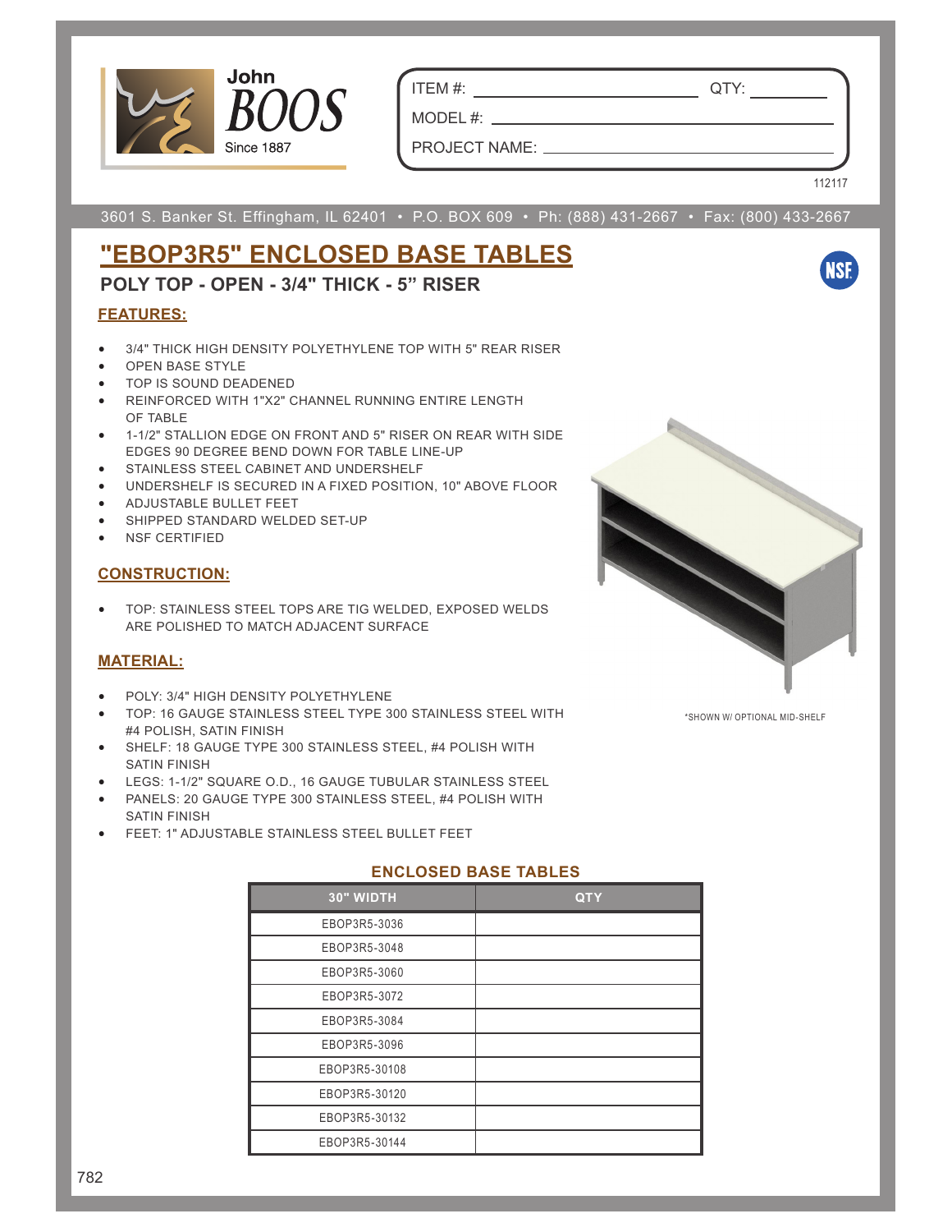John BOOS
Since 1887

ITEM #: ______________________ QTY: __________

MODEL #: ______________________________________

PROJECT NAME: _________________________________

112117

3601 S. Banker St. Effingham, IL 62401 • P.O. BOX 609 • Ph: (888) 431-2667 • Fax: (800) 433-2667

# "EBOP3R5" ENCLOSED BASE TABLES

## POLY TOP - OPEN - 3/4" THICK - 5" RISER

### FEATURES:

- 3/4" THICK HIGH DENSITY POLYETHYLENE TOP WITH 5" REAR RISER
- OPEN BASE STYLE
- TOP IS SOUND DEADENED
- REINFORCED WITH 1"X2" CHANNEL RUNNING ENTIRE LENGTH OF TABLE
- 1-1/2" STALLION EDGE ON FRONT AND 5" RISER ON REAR WITH SIDE EDGES 90 DEGREE BEND DOWN FOR TABLE LINE-UP
- STAINLESS STEEL CABINET AND UNDERSHELF
- UNDERSHELF IS SECURED IN A FIXED POSITION, 10" ABOVE FLOOR
- ADJUSTABLE BULLET FEET
- SHIPPED STANDARD WELDED SET-UP
- NSF CERTIFIED

### CONSTRUCTION:

- TOP: STAINLESS STEEL TOPS ARE TIG WELDED, EXPOSED WELDS ARE POLISHED TO MATCH ADJACENT SURFACE

### MATERIAL:

- POLY: 3/4" HIGH DENSITY POLYETHYLENE
- TOP: 16 GAUGE STAINLESS STEEL TYPE 300 STAINLESS STEEL WITH #4 POLISH, SATIN FINISH
- SHELF: 18 GAUGE TYPE 300 STAINLESS STEEL, #4 POLISH WITH SATIN FINISH
- LEGS: 1-1/2" SQUARE O.D., 16 GAUGE TUBULAR STAINLESS STEEL
- PANELS: 20 GAUGE TYPE 300 STAINLESS STEEL, #4 POLISH WITH SATIN FINISH
- FEET: 1" ADJUSTABLE STAINLESS STEEL BULLET FEET

*SHOWN W/ OPTIONAL MID-SHELF

### ENCLOSED BASE TABLES

| 30" WIDTH | QTY |
|---|---|
| EBOP3R5-3036 | |
| EBOP3R5-3048 | |
| EBOP3R5-3060 | |
| EBOP3R5-3072 | |
| EBOP3R5-3084 | |
| EBOP3R5-3096 | |
| EBOP3R5-30108 | |
| EBOP3R5-30120 | |
| EBOP3R5-30132 | |
| EBOP3R5-30144 | |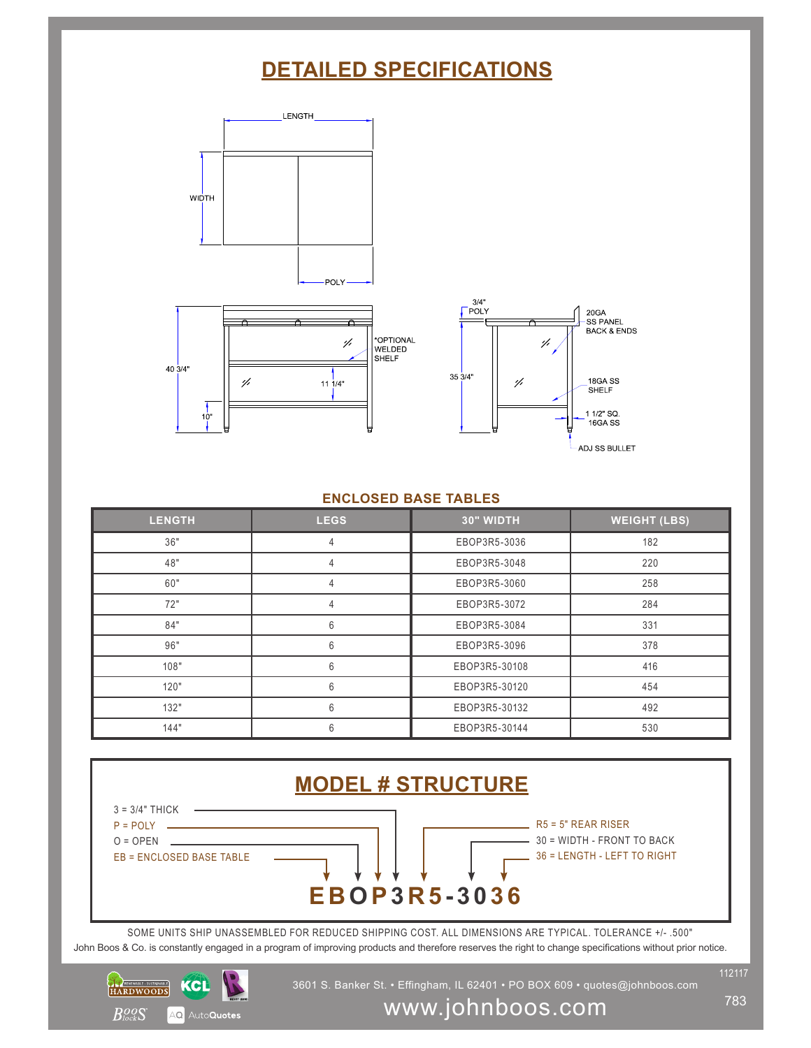# DETAILED SPECIFICATIONS

LENGTH

WIDTH

POLY

40 3/4"

10"

11 1/4"

*OPTIONAL WELDED SHELF

3/4" POLY

35 3/4"

20GA SS PANEL BACK & ENDS

18GA SS SHELF

1 1/2" SQ. 16GA SS

ADJ SS BULLET

## ENCLOSED BASE TABLES

| LENGTH | LEGS | 30" WIDTH | WEIGHT (LBS) |
|---|---|---|---|
| 36" | 4 | EBOP3R5-3036 | 182 |
| 48" | 4 | EBOP3R5-3048 | 220 |
| 60" | 4 | EBOP3R5-3060 | 258 |
| 72" | 4 | EBOP3R5-3072 | 284 |
| 84" | 6 | EBOP3R5-3084 | 331 |
| 96" | 6 | EBOP3R5-3096 | 378 |
| 108" | 6 | EBOP3R5-30108 | 416 |
| 120" | 6 | EBOP3R5-30120 | 454 |
| 132" | 6 | EBOP3R5-30132 | 492 |
| 144" | 6 | EBOP3R5-30144 | 530 |

## MODEL # STRUCTURE

3 = 3/4" THICK

P = POLY

O = OPEN

EB = ENCLOSED BASE TABLE

R5 = 5" REAR RISER

30 = WIDTH - FRONT TO BACK

36 = LENGTH - LEFT TO RIGHT

**EBOP3R5-3036**

SOME UNITS SHIP UNASSEMBLED FOR REDUCED SHIPPING COST. ALL DIMENSIONS ARE TYPICAL. TOLERANCE +/- .500"

John Boos & Co. is constantly engaged in a program of improving products and therefore reserves the right to change specifications without prior notice.

3601 S. Banker St. • Effingham, IL 62401 • PO BOX 609 • quotes@johnboos.com

www.johnboos.com

112117